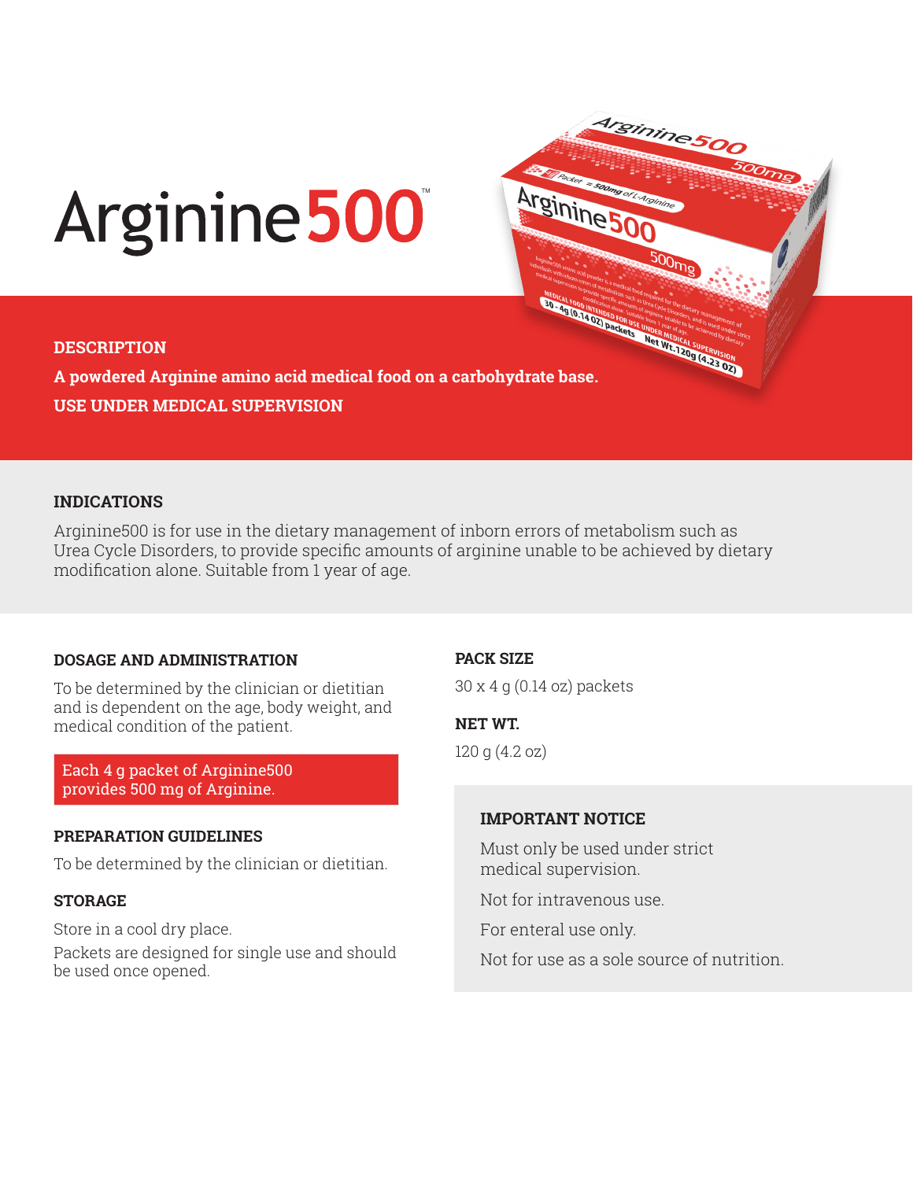# Arginine500™

## DESCRIPTION

**A powdered Arginine amino acid medical food on a carbohydrate base.**

**USE UNDER MEDICAL SUPERVISION**

## INDICATIONS

Arginine500 is for use in the dietary management of inborn errors of metabolism such as Urea Cycle Disorders, to provide specific amounts of arginine unable to be achieved by dietary modification alone. Suitable from 1 year of age.

## DOSAGE AND ADMINISTRATION

To be determined by the clinician or dietitian and is dependent on the age, body weight, and medical condition of the patient.

Each 4 g packet of Arginine500 provides 500 mg of Arginine.

## PREPARATION GUIDELINES

To be determined by the clinician or dietitian.

## STORAGE

Store in a cool dry place.

Packets are designed for single use and should be used once opened.

## PACK SIZE

30 x 4 g (0.14 oz) packets

## NET WT.

120 g (4.2 oz)

## IMPORTANT NOTICE

Must only be used under strict medical supervision.

Not for intravenous use.

For enteral use only.

Not for use as a sole source of nutrition.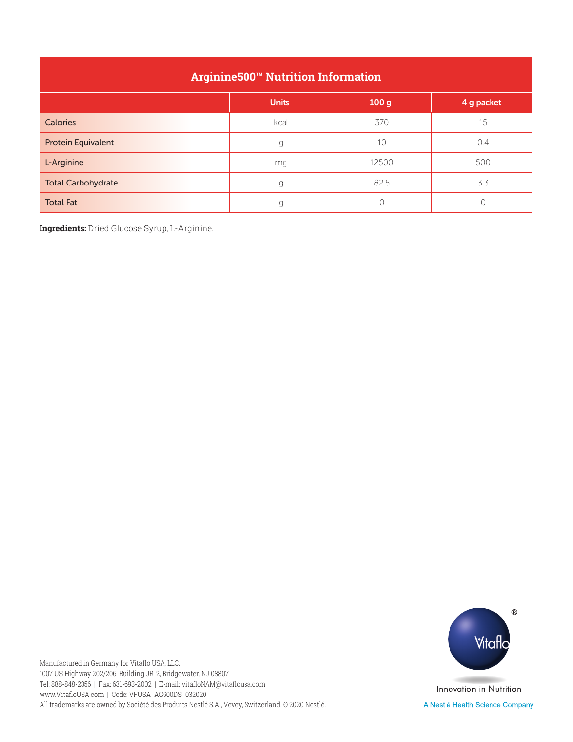## Arginine500™ Nutrition Information

| | Units | 100 g | 4 g packet |
|---|---|---|---|
| Calories | kcal | 370 | 15 |
| Protein Equivalent | g | 10 | 0.4 |
| L-Arginine | mg | 12500 | 500 |
| Total Carbohydrate | g | 82.5 | 3.3 |
| Total Fat | g | 0 | 0 |

**Ingredients:** Dried Glucose Syrup, L-Arginine.

Manufactured in Germany for Vitaflo USA, LLC.
1007 US Highway 202/206, Building JR-2, Bridgewater, NJ 08807
Tel: 888-848-2356 | Fax: 631-693-2002 | E-mail: vitafloNAM@vitaflousa.com
www.VitafloUSA.com | Code: VFUSA_AG500DS_032020
All trademarks are owned by Société des Produits Nestlé S.A., Vevey, Switzerland. © 2020 Nestlé.

Vitaflo®
Innovation in Nutrition
A Nestlé Health Science Company